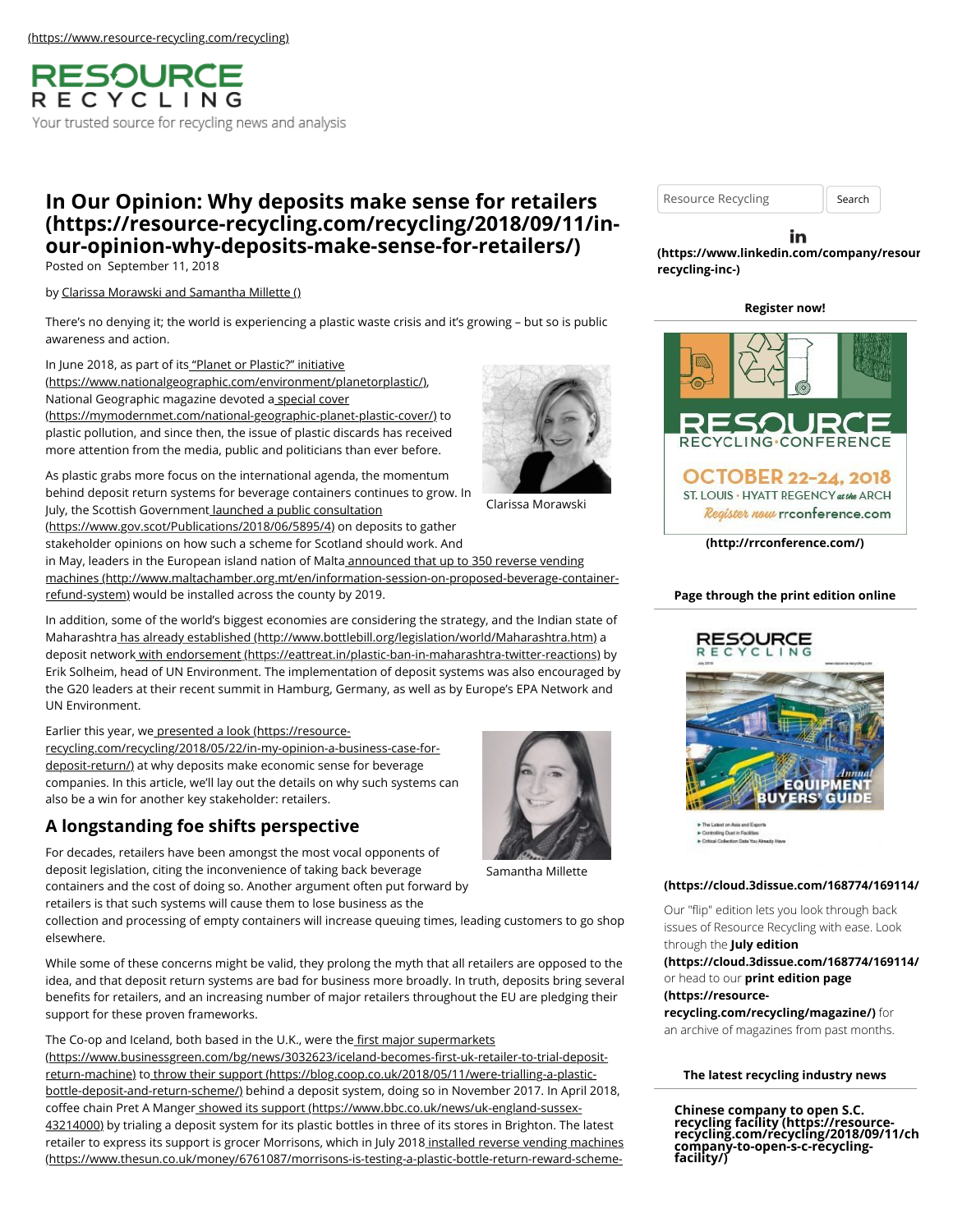(https://www.resource-recycling.com/recycling)

RESOURCE RECYCLING

Your trusted source for recycling news and analysis

# In Our Opinion: Why deposits make sense for retailers (https://resource-recycling.com/recycling/2018/09/11/in-our-opinion-why-deposits-make-sense-for-retailers/)

Posted on September 11, 2018

by Clarissa Morawski and Samantha Millette ()

There's no denying it; the world is experiencing a plastic waste crisis and it's growing – but so is public awareness and action.

In June 2018, as part of its "Planet or Plastic?" initiative (https://www.nationalgeographic.com/environment/planetorplastic/), National Geographic magazine devoted a special cover (https://mymodernmet.com/national-geographic-planet-plastic-cover/) to plastic pollution, and since then, the issue of plastic discards has received more attention from the media, public and politicians than ever before.

Clarissa Morawski

As plastic grabs more focus on the international agenda, the momentum behind deposit return systems for beverage containers continues to grow. In July, the Scottish Government launched a public consultation (https://www.gov.scot/Publications/2018/06/5895/4) on deposits to gather stakeholder opinions on how such a scheme for Scotland should work. And in May, leaders in the European island nation of Malta announced that up to 350 reverse vending machines (http://www.maltachamber.org.mt/en/information-session-on-proposed-beverage-container-refund-system) would be installed across the county by 2019.

In addition, some of the world's biggest economies are considering the strategy, and the Indian state of Maharashtra has already established (http://www.bottlebill.org/legislation/world/Maharashtra.htm) a deposit network with endorsement (https://eattreat.in/plastic-ban-in-maharashtra-twitter-reactions) by Erik Solheim, head of UN Environment. The implementation of deposit systems was also encouraged by the G20 leaders at their recent summit in Hamburg, Germany, as well as by Europe's EPA Network and UN Environment.

Earlier this year, we presented a look (https://resource-recycling.com/recycling/2018/05/22/in-my-opinion-a-business-case-for-deposit-return/) at why deposits make economic sense for beverage companies. In this article, we'll lay out the details on why such systems can also be a win for another key stakeholder: retailers.

Samantha Millette

## A longstanding foe shifts perspective

For decades, retailers have been amongst the most vocal opponents of deposit legislation, citing the inconvenience of taking back beverage containers and the cost of doing so. Another argument often put forward by retailers is that such systems will cause them to lose business as the collection and processing of empty containers will increase queuing times, leading customers to go shop elsewhere.

While some of these concerns might be valid, they prolong the myth that all retailers are opposed to the idea, and that deposit return systems are bad for business more broadly. In truth, deposits bring several benefits for retailers, and an increasing number of major retailers throughout the EU are pledging their support for these proven frameworks.

The Co-op and Iceland, both based in the U.K., were the first major supermarkets (https://www.businessgreen.com/bg/news/3032623/iceland-becomes-first-uk-retailer-to-trial-deposit-return-machine) to throw their support (https://blog.coop.co.uk/2018/05/11/were-trialling-a-plastic-bottle-deposit-and-return-scheme/) behind a deposit system, doing so in November 2017. In April 2018, coffee chain Pret A Manger showed its support (https://www.bbc.co.uk/news/uk-england-sussex-43214000) by trialing a deposit system for its plastic bottles in three of its stores in Brighton. The latest retailer to express its support is grocer Morrisons, which in July 2018 installed reverse vending machines (https://www.thesun.co.uk/money/6761087/morrisons-is-testing-a-plastic-bottle-return-reward-scheme-

Resource Recycling | Search

(https://www.linkedin.com/company/resource-recycling-inc-)

**Register now!**

RESOURCE RECYCLING CONFERENCE
OCTOBER 22–24, 2018
ST. LOUIS • HYATT REGENCY at the ARCH
Register now rrconference.com

**(http://rrconference.com/)**

**Page through the print edition online**

**(https://cloud.3dissue.com/168774/169114/**

Our "flip" edition lets you look through back issues of Resource Recycling with ease. Look through the **July edition (https://cloud.3dissue.com/168774/169114/** or head to our **print edition page (https://resource-recycling.com/recycling/magazine/)** for an archive of magazines from past months.

**The latest recycling industry news**

**Chinese company to open S.C. recycling facility (https://resource-recycling.com/recycling/2018/09/11/chinese-company-to-open-s-c-recycling-facility/)**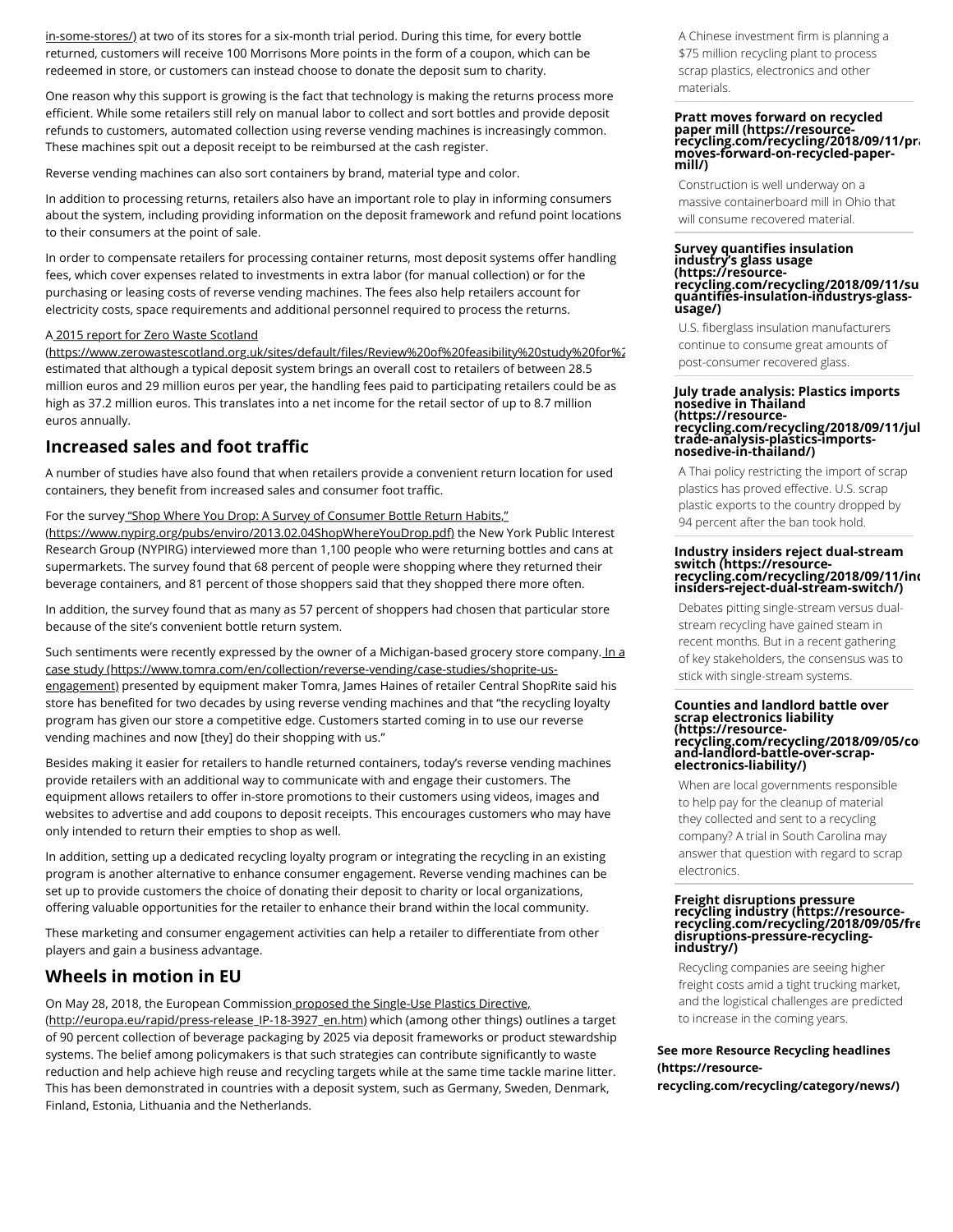in-some-stores/) at two of its stores for a six-month trial period. During this time, for every bottle returned, customers will receive 100 Morrisons More points in the form of a coupon, which can be redeemed in store, or customers can instead choose to donate the deposit sum to charity.

One reason why this support is growing is the fact that technology is making the returns process more efficient. While some retailers still rely on manual labor to collect and sort bottles and provide deposit refunds to customers, automated collection using reverse vending machines is increasingly common. These machines spit out a deposit receipt to be reimbursed at the cash register.

Reverse vending machines can also sort containers by brand, material type and color.

In addition to processing returns, retailers also have an important role to play in informing consumers about the system, including providing information on the deposit framework and refund point locations to their consumers at the point of sale.

In order to compensate retailers for processing container returns, most deposit systems offer handling fees, which cover expenses related to investments in extra labor (for manual collection) or for the purchasing or leasing costs of reverse vending machines. The fees also help retailers account for electricity costs, space requirements and additional personnel required to process the returns.

A 2015 report for Zero Waste Scotland (https://www.zerowastescotland.org.uk/sites/default/files/Review%20of%20feasibility%20study%20for%2 estimated that although a typical deposit system brings an overall cost to retailers of between 28.5 million euros and 29 million euros per year, the handling fees paid to participating retailers could be as high as 37.2 million euros. This translates into a net income for the retail sector of up to 8.7 million euros annually.

## Increased sales and foot traffic

A number of studies have also found that when retailers provide a convenient return location for used containers, they benefit from increased sales and consumer foot traffic.

For the survey "Shop Where You Drop: A Survey of Consumer Bottle Return Habits," (https://www.nypirg.org/pubs/enviro/2013.02.04ShopWhereYouDrop.pdf) the New York Public Interest Research Group (NYPIRG) interviewed more than 1,100 people who were returning bottles and cans at supermarkets. The survey found that 68 percent of people were shopping where they returned their beverage containers, and 81 percent of those shoppers said that they shopped there more often.

In addition, the survey found that as many as 57 percent of shoppers had chosen that particular store because of the site's convenient bottle return system.

Such sentiments were recently expressed by the owner of a Michigan-based grocery store company. In a case study (https://www.tomra.com/en/collection/reverse-vending/case-studies/shoprite-us-engagement) presented by equipment maker Tomra, James Haines of retailer Central ShopRite said his store has benefited for two decades by using reverse vending machines and that "the recycling loyalty program has given our store a competitive edge. Customers started coming in to use our reverse vending machines and now [they] do their shopping with us."

Besides making it easier for retailers to handle returned containers, today's reverse vending machines provide retailers with an additional way to communicate with and engage their customers. The equipment allows retailers to offer in-store promotions to their customers using videos, images and websites to advertise and add coupons to deposit receipts. This encourages customers who may have only intended to return their empties to shop as well.

In addition, setting up a dedicated recycling loyalty program or integrating the recycling in an existing program is another alternative to enhance consumer engagement. Reverse vending machines can be set up to provide customers the choice of donating their deposit to charity or local organizations, offering valuable opportunities for the retailer to enhance their brand within the local community.

These marketing and consumer engagement activities can help a retailer to differentiate from other players and gain a business advantage.

## Wheels in motion in EU

On May 28, 2018, the European Commission proposed the Single-Use Plastics Directive, (http://europa.eu/rapid/press-release_IP-18-3927_en.htm) which (among other things) outlines a target of 90 percent collection of beverage packaging by 2025 via deposit frameworks or product stewardship systems. The belief among policymakers is that such strategies can contribute significantly to waste reduction and help achieve high reuse and recycling targets while at the same time tackle marine litter. This has been demonstrated in countries with a deposit system, such as Germany, Sweden, Denmark, Finland, Estonia, Lithuania and the Netherlands.

A Chinese investment firm is planning a $75 million recycling plant to process scrap plastics, electronics and other materials.

**Pratt moves forward on recycled paper mill (https://resource-recycling.com/recycling/2018/09/11/pratt-moves-forward-on-recycled-paper-mill/)**

Construction is well underway on a massive containerboard mill in Ohio that will consume recovered material.

**Survey quantifies insulation industry's glass usage (https://resource-recycling.com/recycling/2018/09/11/survey-quantifies-insulation-industrys-glass-usage/)**

U.S. fiberglass insulation manufacturers continue to consume great amounts of post-consumer recovered glass.

**July trade analysis: Plastics imports nosedive in Thailand (https://resource-recycling.com/recycling/2018/09/11/july-trade-analysis-plastics-imports-nosedive-in-thailand/)**

A Thai policy restricting the import of scrap plastics has proved effective. U.S. scrap plastic exports to the country dropped by 94 percent after the ban took hold.

**Industry insiders reject dual-stream switch (https://resource-recycling.com/recycling/2018/09/11/industry-insiders-reject-dual-stream-switch/)**

Debates pitting single-stream versus dual-stream recycling have gained steam in recent months. But in a recent gathering of key stakeholders, the consensus was to stick with single-stream systems.

**Counties and landlord battle over scrap electronics liability (https://resource-recycling.com/recycling/2018/09/05/counties-and-landlord-battle-over-scrap-electronics-liability/)**

When are local governments responsible to help pay for the cleanup of material they collected and sent to a recycling company? A trial in South Carolina may answer that question with regard to scrap electronics.

**Freight disruptions pressure recycling industry (https://resource-recycling.com/recycling/2018/09/05/freight-disruptions-pressure-recycling-industry/)**

Recycling companies are seeing higher freight costs amid a tight trucking market, and the logistical challenges are predicted to increase in the coming years.

**See more Resource Recycling headlines (https://resource-recycling.com/recycling/category/news/)**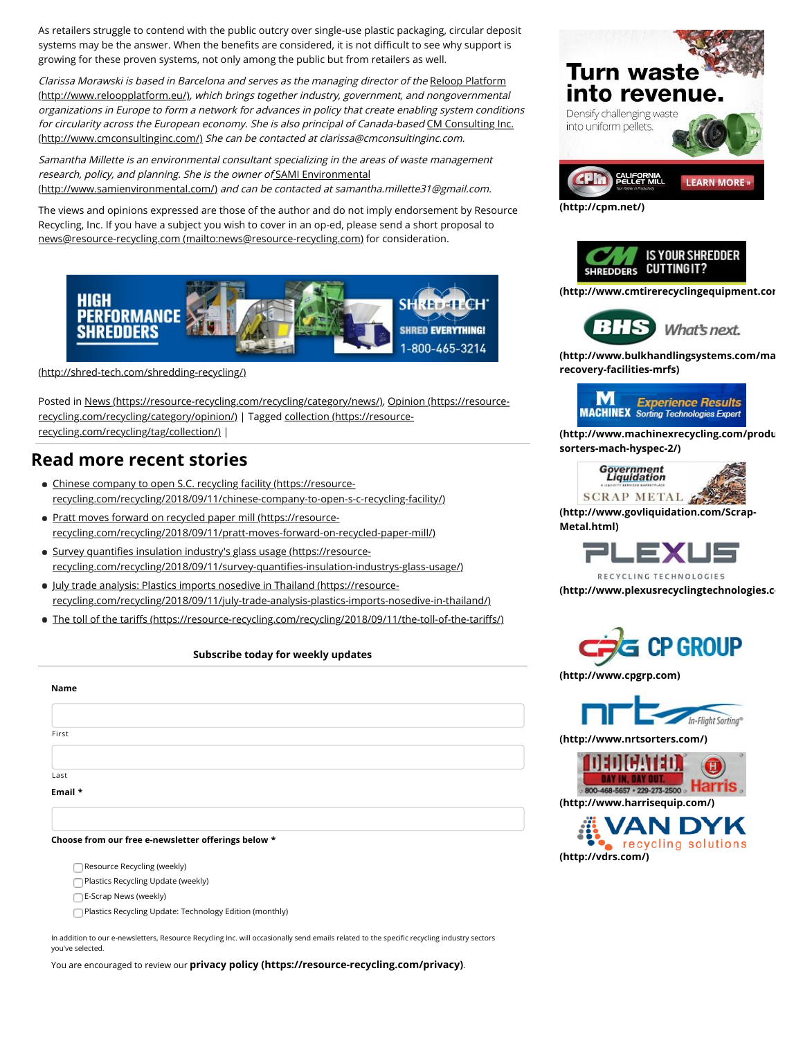As retailers struggle to contend with the public outcry over single-use plastic packaging, circular deposit systems may be the answer. When the benefits are considered, it is not difficult to see why support is growing for these proven systems, not only among the public but from retailers as well.

*Clarissa Morawski is based in Barcelona and serves as the managing director of the* Reloop Platform (http://www.reloopplatform.eu/)*, which brings together industry, government, and nongovernmental organizations in Europe to form a network for advances in policy that create enabling system conditions for circularity across the European economy. She is also principal of Canada-based* CM Consulting Inc. (http://www.cmconsultinginc.com/) *She can be contacted at clarissa@cmconsultinginc.com.*

*Samantha Millette is an environmental consultant specializing in the areas of waste management research, policy, and planning. She is the owner of* SAMI Environmental (http://www.samienvironmental.com/) *and can be contacted at samantha.millette31@gmail.com.*

The views and opinions expressed are those of the author and do not imply endorsement by Resource Recycling, Inc. If you have a subject you wish to cover in an op-ed, please send a short proposal to news@resource-recycling.com (mailto:news@resource-recycling.com) for consideration.

HIGH PERFORMANCE SHREDDERS — SHRED-TECH — SHRED EVERYTHING! 1-800-465-3214

(http://shred-tech.com/shredding-recycling/)

Posted in News (https://resource-recycling.com/recycling/category/news/), Opinion (https://resource-recycling.com/recycling/category/opinion/) | Tagged collection (https://resource-recycling.com/recycling/tag/collection/) |

## Read more recent stories

- Chinese company to open S.C. recycling facility (https://resource-recycling.com/recycling/2018/09/11/chinese-company-to-open-s-c-recycling-facility/)
- Pratt moves forward on recycled paper mill (https://resource-recycling.com/recycling/2018/09/11/pratt-moves-forward-on-recycled-paper-mill/)
- Survey quantifies insulation industry's glass usage (https://resource-recycling.com/recycling/2018/09/11/survey-quantifies-insulation-industrys-glass-usage/)
- July trade analysis: Plastics imports nosedive in Thailand (https://resource-recycling.com/recycling/2018/09/11/july-trade-analysis-plastics-imports-nosedive-in-thailand/)
- The toll of the tariffs (https://resource-recycling.com/recycling/2018/09/11/the-toll-of-the-tariffs/)

**Subscribe today for weekly updates**

**Name**

First

Last

**Email \***

**Choose from our free e-newsletter offerings below \***

- [ ] Resource Recycling (weekly)
- [ ] Plastics Recycling Update (weekly)
- [ ] E-Scrap News (weekly)
- [ ] Plastics Recycling Update: Technology Edition (monthly)

In addition to our e-newsletters, Resource Recycling Inc. will occasionally send emails related to the specific recycling industry sectors you've selected.

You are encouraged to review our **privacy policy (https://resource-recycling.com/privacy)**.

Turn waste into revenue. Densify challenging waste into uniform pellets. CALIFORNIA PELLET MILL LEARN MORE »

**(http://cpm.net/)**

CM SHREDDERS IS YOUR SHREDDER CUTTING IT?

**(http://www.cmtirerecyclingequipment.com**

BHS What's next.

**(http://www.bulkhandlingsystems.com/material-recovery-facilities-mrfs)**

MACHINEX Experience Results Sorting Technologies Expert

**(http://www.machinexrecycling.com/product-sorters-mach-hyspec-2/)**

Government Liquidation SCRAP METAL

**(http://www.govliquidation.com/Scrap-Metal.html)**

PLEXUS RECYCLING TECHNOLOGIES

**(http://www.plexusrecyclingtechnologies.com**

CP GROUP

**(http://www.cpgrp.com)**

nrt In-Flight Sorting

**(http://www.nrtsorters.com/)**

DEDICATED. DAY IN, DAY OUT. 800-468-5657 • 229-273-2500 Harris

**(http://www.harrisequip.com/)**

VAN DYK recycling solutions

**(http://vdrs.com/)**